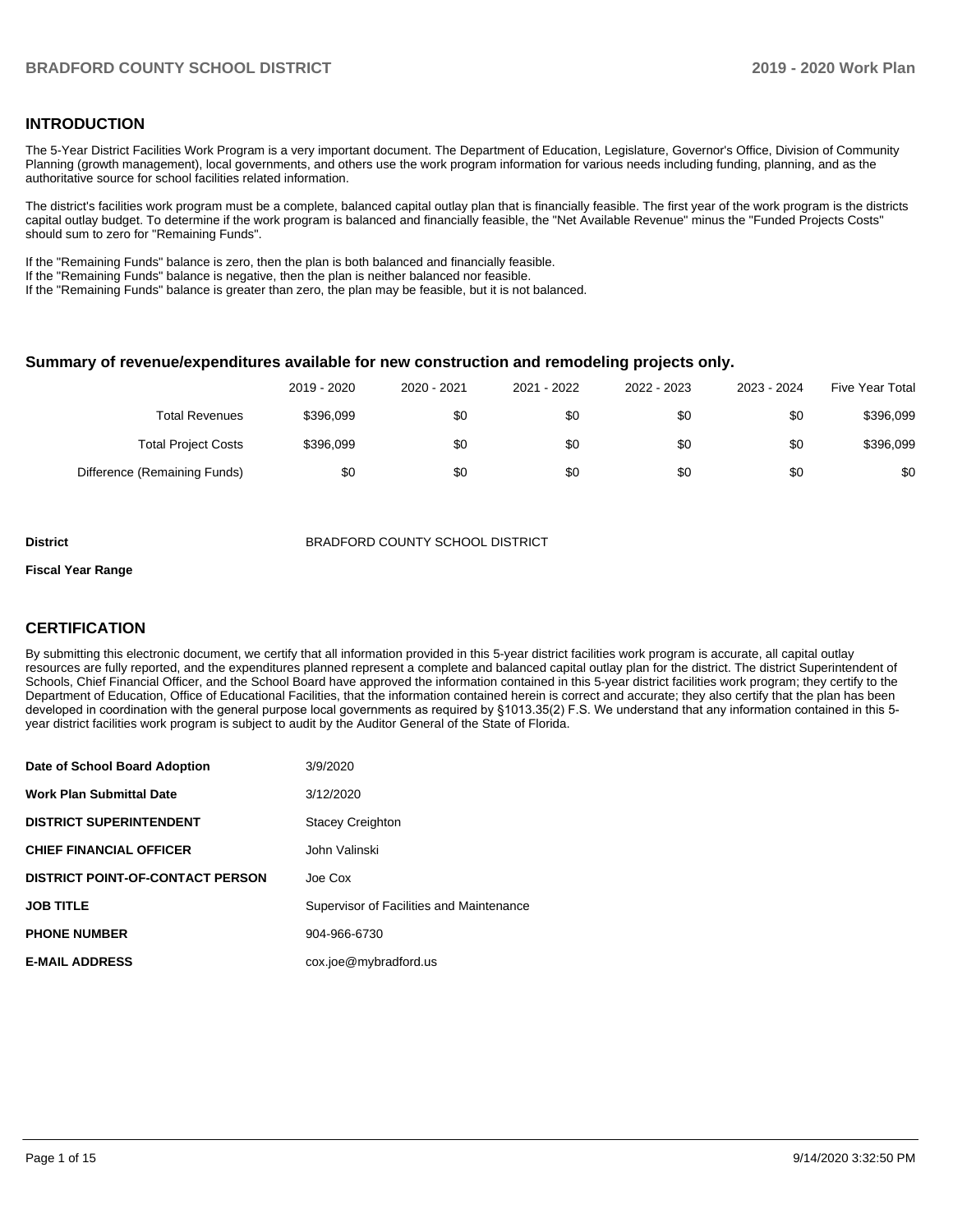## INTRODUCTION

The 5-Year District Facilities Work Program is a very important document. The Department of Education, Legislature, Governor's Office, Division of Community Planning (growth management), local governments, and others use the work program information for various needs including funding, planning, and as the authoritative source for school facilities related information.

The district's facilities work program must be a complete, balanced capital outlay plan that is financially feasible. The first year of the work program is the districts capital outlay budget. To determine if the work program is balanced and financially feasible, the "Net Available Revenue" minus the "Funded Projects Costs" should sum to zero for "Remaining Funds".

If the "Remaining Funds" balance is zero, then the plan is both balanced and financially feasible.
If the "Remaining Funds" balance is negative, then the plan is neither balanced nor feasible.
If the "Remaining Funds" balance is greater than zero, the plan may be feasible, but it is not balanced.

### Summary of revenue/expenditures available for new construction and remodeling projects only.

| | 2019 - 2020 | 2020 - 2021 | 2021 - 2022 | 2022 - 2023 | 2023 - 2024 | Five Year Total |
|---|---|---|---|---|---|---|
| Total Revenues | $396,099 | $0 | $0 | $0 | $0 | $396,099 |
| Total Project Costs | $396,099 | $0 | $0 | $0 | $0 | $396,099 |
| Difference (Remaining Funds) | $0 | $0 | $0 | $0 | $0 | $0 |

**District** BRADFORD COUNTY SCHOOL DISTRICT

**Fiscal Year Range**

## CERTIFICATION

By submitting this electronic document, we certify that all information provided in this 5-year district facilities work program is accurate, all capital outlay resources are fully reported, and the expenditures planned represent a complete and balanced capital outlay plan for the district. The district Superintendent of Schools, Chief Financial Officer, and the School Board have approved the information contained in this 5-year district facilities work program; they certify to the Department of Education, Office of Educational Facilities, that the information contained herein is correct and accurate; they also certify that the plan has been developed in coordination with the general purpose local governments as required by §1013.35(2) F.S. We understand that any information contained in this 5-year district facilities work program is subject to audit by the Auditor General of the State of Florida.

| | |
|---|---|
| **Date of School Board Adoption** | 3/9/2020 |
| **Work Plan Submittal Date** | 3/12/2020 |
| **DISTRICT SUPERINTENDENT** | Stacey Creighton |
| **CHIEF FINANCIAL OFFICER** | John Valinski |
| **DISTRICT POINT-OF-CONTACT PERSON** | Joe Cox |
| **JOB TITLE** | Supervisor of Facilities and Maintenance |
| **PHONE NUMBER** | 904-966-6730 |
| **E-MAIL ADDRESS** | cox.joe@mybradford.us |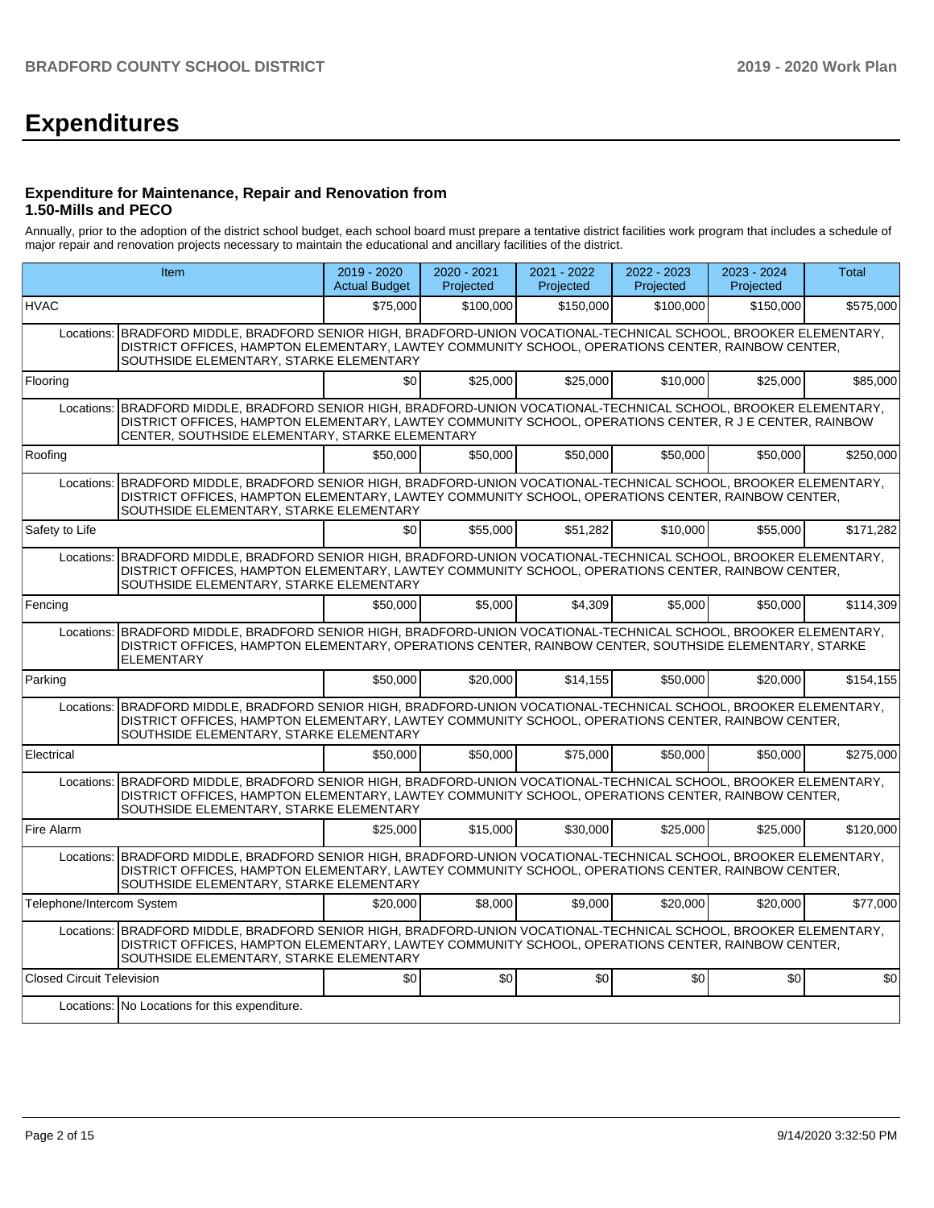# Expenditures

### Expenditure for Maintenance, Repair and Renovation from 1.50-Mills and PECO

Annually, prior to the adoption of the district school budget, each school board must prepare a tentative district facilities work program that includes a schedule of major repair and renovation projects necessary to maintain the educational and ancillary facilities of the district.

| Item | | 2019 - 2020 Actual Budget | 2020 - 2021 Projected | 2021 - 2022 Projected | 2022 - 2023 Projected | 2023 - 2024 Projected | Total |
|---|---|---|---|---|---|---|---|
| HVAC | | $75,000 | $100,000 | $150,000 | $100,000 | $150,000 | $575,000 |
| Locations: | BRADFORD MIDDLE, BRADFORD SENIOR HIGH, BRADFORD-UNION VOCATIONAL-TECHNICAL SCHOOL, BROOKER ELEMENTARY, DISTRICT OFFICES, HAMPTON ELEMENTARY, LAWTEY COMMUNITY SCHOOL, OPERATIONS CENTER, RAINBOW CENTER, SOUTHSIDE ELEMENTARY, STARKE ELEMENTARY | | | | | | |
| Flooring | | $0 | $25,000 | $25,000 | $10,000 | $25,000 | $85,000 |
| Locations: | BRADFORD MIDDLE, BRADFORD SENIOR HIGH, BRADFORD-UNION VOCATIONAL-TECHNICAL SCHOOL, BROOKER ELEMENTARY, DISTRICT OFFICES, HAMPTON ELEMENTARY, LAWTEY COMMUNITY SCHOOL, OPERATIONS CENTER, R J E CENTER, RAINBOW CENTER, SOUTHSIDE ELEMENTARY, STARKE ELEMENTARY | | | | | | |
| Roofing | | $50,000 | $50,000 | $50,000 | $50,000 | $50,000 | $250,000 |
| Locations: | BRADFORD MIDDLE, BRADFORD SENIOR HIGH, BRADFORD-UNION VOCATIONAL-TECHNICAL SCHOOL, BROOKER ELEMENTARY, DISTRICT OFFICES, HAMPTON ELEMENTARY, LAWTEY COMMUNITY SCHOOL, OPERATIONS CENTER, RAINBOW CENTER, SOUTHSIDE ELEMENTARY, STARKE ELEMENTARY | | | | | | |
| Safety to Life | | $0 | $55,000 | $51,282 | $10,000 | $55,000 | $171,282 |
| Locations: | BRADFORD MIDDLE, BRADFORD SENIOR HIGH, BRADFORD-UNION VOCATIONAL-TECHNICAL SCHOOL, BROOKER ELEMENTARY, DISTRICT OFFICES, HAMPTON ELEMENTARY, LAWTEY COMMUNITY SCHOOL, OPERATIONS CENTER, RAINBOW CENTER, SOUTHSIDE ELEMENTARY, STARKE ELEMENTARY | | | | | | |
| Fencing | | $50,000 | $5,000 | $4,309 | $5,000 | $50,000 | $114,309 |
| Locations: | BRADFORD MIDDLE, BRADFORD SENIOR HIGH, BRADFORD-UNION VOCATIONAL-TECHNICAL SCHOOL, BROOKER ELEMENTARY, DISTRICT OFFICES, HAMPTON ELEMENTARY, OPERATIONS CENTER, RAINBOW CENTER, SOUTHSIDE ELEMENTARY, STARKE ELEMENTARY | | | | | | |
| Parking | | $50,000 | $20,000 | $14,155 | $50,000 | $20,000 | $154,155 |
| Locations: | BRADFORD MIDDLE, BRADFORD SENIOR HIGH, BRADFORD-UNION VOCATIONAL-TECHNICAL SCHOOL, BROOKER ELEMENTARY, DISTRICT OFFICES, HAMPTON ELEMENTARY, LAWTEY COMMUNITY SCHOOL, OPERATIONS CENTER, RAINBOW CENTER, SOUTHSIDE ELEMENTARY, STARKE ELEMENTARY | | | | | | |
| Electrical | | $50,000 | $50,000 | $75,000 | $50,000 | $50,000 | $275,000 |
| Locations: | BRADFORD MIDDLE, BRADFORD SENIOR HIGH, BRADFORD-UNION VOCATIONAL-TECHNICAL SCHOOL, BROOKER ELEMENTARY, DISTRICT OFFICES, HAMPTON ELEMENTARY, LAWTEY COMMUNITY SCHOOL, OPERATIONS CENTER, RAINBOW CENTER, SOUTHSIDE ELEMENTARY, STARKE ELEMENTARY | | | | | | |
| Fire Alarm | | $25,000 | $15,000 | $30,000 | $25,000 | $25,000 | $120,000 |
| Locations: | BRADFORD MIDDLE, BRADFORD SENIOR HIGH, BRADFORD-UNION VOCATIONAL-TECHNICAL SCHOOL, BROOKER ELEMENTARY, DISTRICT OFFICES, HAMPTON ELEMENTARY, LAWTEY COMMUNITY SCHOOL, OPERATIONS CENTER, RAINBOW CENTER, SOUTHSIDE ELEMENTARY, STARKE ELEMENTARY | | | | | | |
| Telephone/Intercom System | | $20,000 | $8,000 | $9,000 | $20,000 | $20,000 | $77,000 |
| Locations: | BRADFORD MIDDLE, BRADFORD SENIOR HIGH, BRADFORD-UNION VOCATIONAL-TECHNICAL SCHOOL, BROOKER ELEMENTARY, DISTRICT OFFICES, HAMPTON ELEMENTARY, LAWTEY COMMUNITY SCHOOL, OPERATIONS CENTER, RAINBOW CENTER, SOUTHSIDE ELEMENTARY, STARKE ELEMENTARY | | | | | | |
| Closed Circuit Television | | $0 | $0 | $0 | $0 | $0 | $0 |
| Locations: | No Locations for this expenditure. | | | | | | |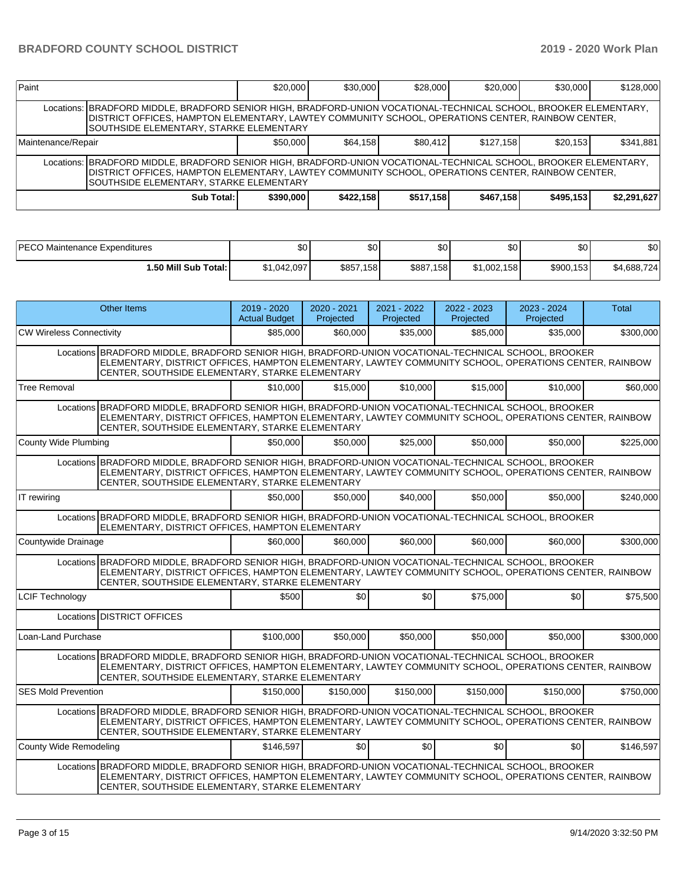| | | | | | | |
|---|---|---|---|---|---|---|
| Paint | $20,000 | $30,000 | $28,000 | $20,000 | $30,000 | $128,000 |
| Locations: BRADFORD MIDDLE, BRADFORD SENIOR HIGH, BRADFORD-UNION VOCATIONAL-TECHNICAL SCHOOL, BROOKER ELEMENTARY, DISTRICT OFFICES, HAMPTON ELEMENTARY, LAWTEY COMMUNITY SCHOOL, OPERATIONS CENTER, RAINBOW CENTER, SOUTHSIDE ELEMENTARY, STARKE ELEMENTARY | | | | | | |
| Maintenance/Repair | $50,000 | $64,158 | $80,412 | $127,158 | $20,153 | $341,881 |
| Locations: BRADFORD MIDDLE, BRADFORD SENIOR HIGH, BRADFORD-UNION VOCATIONAL-TECHNICAL SCHOOL, BROOKER ELEMENTARY, DISTRICT OFFICES, HAMPTON ELEMENTARY, LAWTEY COMMUNITY SCHOOL, OPERATIONS CENTER, RAINBOW CENTER, SOUTHSIDE ELEMENTARY, STARKE ELEMENTARY | | | | | | |
| **Sub Total:** | **$390,000** | **$422,158** | **$517,158** | **$467,158** | **$495,153** | **$2,291,627** |

| | | | | | | |
|---|---|---|---|---|---|---|
| PECO Maintenance Expenditures | $0 | $0 | $0 | $0 | $0 | $0 |
| **1.50 Mill Sub Total:** | $1,042,097 | $857,158 | $887,158 | $1,002,158 | $900,153 | $4,688,724 |

| Other Items | 2019 - 2020 Actual Budget | 2020 - 2021 Projected | 2021 - 2022 Projected | 2022 - 2023 Projected | 2023 - 2024 Projected | Total |
|---|---|---|---|---|---|---|
| CW Wireless Connectivity | $85,000 | $60,000 | $35,000 | $85,000 | $35,000 | $300,000 |
| Locations BRADFORD MIDDLE, BRADFORD SENIOR HIGH, BRADFORD-UNION VOCATIONAL-TECHNICAL SCHOOL, BROOKER ELEMENTARY, DISTRICT OFFICES, HAMPTON ELEMENTARY, LAWTEY COMMUNITY SCHOOL, OPERATIONS CENTER, RAINBOW CENTER, SOUTHSIDE ELEMENTARY, STARKE ELEMENTARY | | | | | | |
| Tree Removal | $10,000 | $15,000 | $10,000 | $15,000 | $10,000 | $60,000 |
| Locations BRADFORD MIDDLE, BRADFORD SENIOR HIGH, BRADFORD-UNION VOCATIONAL-TECHNICAL SCHOOL, BROOKER ELEMENTARY, DISTRICT OFFICES, HAMPTON ELEMENTARY, LAWTEY COMMUNITY SCHOOL, OPERATIONS CENTER, RAINBOW CENTER, SOUTHSIDE ELEMENTARY, STARKE ELEMENTARY | | | | | | |
| County Wide Plumbing | $50,000 | $50,000 | $25,000 | $50,000 | $50,000 | $225,000 |
| Locations BRADFORD MIDDLE, BRADFORD SENIOR HIGH, BRADFORD-UNION VOCATIONAL-TECHNICAL SCHOOL, BROOKER ELEMENTARY, DISTRICT OFFICES, HAMPTON ELEMENTARY, LAWTEY COMMUNITY SCHOOL, OPERATIONS CENTER, RAINBOW CENTER, SOUTHSIDE ELEMENTARY, STARKE ELEMENTARY | | | | | | |
| IT rewiring | $50,000 | $50,000 | $40,000 | $50,000 | $50,000 | $240,000 |
| Locations BRADFORD MIDDLE, BRADFORD SENIOR HIGH, BRADFORD-UNION VOCATIONAL-TECHNICAL SCHOOL, BROOKER ELEMENTARY, DISTRICT OFFICES, HAMPTON ELEMENTARY | | | | | | |
| Countywide Drainage | $60,000 | $60,000 | $60,000 | $60,000 | $60,000 | $300,000 |
| Locations BRADFORD MIDDLE, BRADFORD SENIOR HIGH, BRADFORD-UNION VOCATIONAL-TECHNICAL SCHOOL, BROOKER ELEMENTARY, DISTRICT OFFICES, HAMPTON ELEMENTARY, LAWTEY COMMUNITY SCHOOL, OPERATIONS CENTER, RAINBOW CENTER, SOUTHSIDE ELEMENTARY, STARKE ELEMENTARY | | | | | | |
| LCIF Technology | $500 | $0 | $0 | $75,000 | $0 | $75,500 |
| Locations DISTRICT OFFICES | | | | | | |
| Loan-Land Purchase | $100,000 | $50,000 | $50,000 | $50,000 | $50,000 | $300,000 |
| Locations BRADFORD MIDDLE, BRADFORD SENIOR HIGH, BRADFORD-UNION VOCATIONAL-TECHNICAL SCHOOL, BROOKER ELEMENTARY, DISTRICT OFFICES, HAMPTON ELEMENTARY, LAWTEY COMMUNITY SCHOOL, OPERATIONS CENTER, RAINBOW CENTER, SOUTHSIDE ELEMENTARY, STARKE ELEMENTARY | | | | | | |
| SES Mold Prevention | $150,000 | $150,000 | $150,000 | $150,000 | $150,000 | $750,000 |
| Locations BRADFORD MIDDLE, BRADFORD SENIOR HIGH, BRADFORD-UNION VOCATIONAL-TECHNICAL SCHOOL, BROOKER ELEMENTARY, DISTRICT OFFICES, HAMPTON ELEMENTARY, LAWTEY COMMUNITY SCHOOL, OPERATIONS CENTER, RAINBOW CENTER, SOUTHSIDE ELEMENTARY, STARKE ELEMENTARY | | | | | | |
| County Wide Remodeling | $146,597 | $0 | $0 | $0 | $0 | $146,597 |
| Locations BRADFORD MIDDLE, BRADFORD SENIOR HIGH, BRADFORD-UNION VOCATIONAL-TECHNICAL SCHOOL, BROOKER ELEMENTARY, DISTRICT OFFICES, HAMPTON ELEMENTARY, LAWTEY COMMUNITY SCHOOL, OPERATIONS CENTER, RAINBOW CENTER, SOUTHSIDE ELEMENTARY, STARKE ELEMENTARY | | | | | | |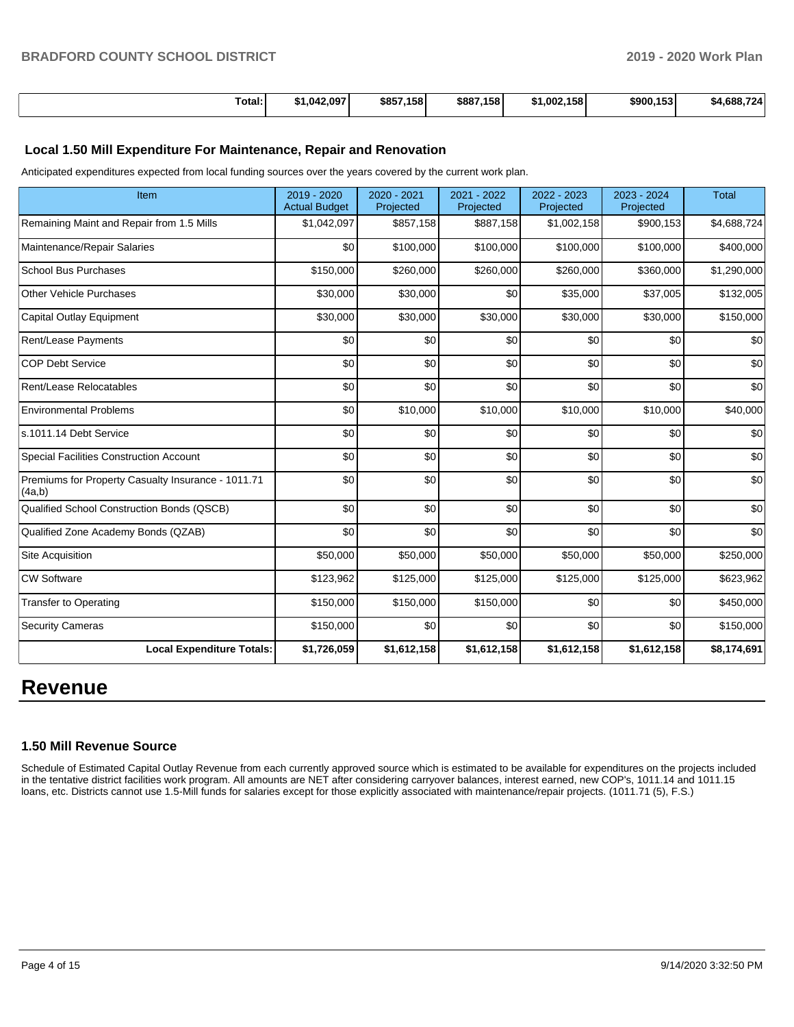| | | | | | | |
|---|---|---|---|---|---|---|
| **Total:** | **$1,042,097** | **$857,158** | **$887,158** | **$1,002,158** | **$900,153** | **$4,688,724** |

### Local 1.50 Mill Expenditure For Maintenance, Repair and Renovation

Anticipated expenditures expected from local funding sources over the years covered by the current work plan.

| Item | 2019 - 2020 Actual Budget | 2020 - 2021 Projected | 2021 - 2022 Projected | 2022 - 2023 Projected | 2023 - 2024 Projected | Total |
|---|---|---|---|---|---|---|
| Remaining Maint and Repair from 1.5 Mills | $1,042,097 | $857,158 | $887,158 | $1,002,158 | $900,153 | $4,688,724 |
| Maintenance/Repair Salaries | $0 | $100,000 | $100,000 | $100,000 | $100,000 | $400,000 |
| School Bus Purchases | $150,000 | $260,000 | $260,000 | $260,000 | $360,000 | $1,290,000 |
| Other Vehicle Purchases | $30,000 | $30,000 | $0 | $35,000 | $37,005 | $132,005 |
| Capital Outlay Equipment | $30,000 | $30,000 | $30,000 | $30,000 | $30,000 | $150,000 |
| Rent/Lease Payments | $0 | $0 | $0 | $0 | $0 | $0 |
| COP Debt Service | $0 | $0 | $0 | $0 | $0 | $0 |
| Rent/Lease Relocatables | $0 | $0 | $0 | $0 | $0 | $0 |
| Environmental Problems | $0 | $10,000 | $10,000 | $10,000 | $10,000 | $40,000 |
| s.1011.14 Debt Service | $0 | $0 | $0 | $0 | $0 | $0 |
| Special Facilities Construction Account | $0 | $0 | $0 | $0 | $0 | $0 |
| Premiums for Property Casualty Insurance - 1011.71 (4a,b) | $0 | $0 | $0 | $0 | $0 | $0 |
| Qualified School Construction Bonds (QSCB) | $0 | $0 | $0 | $0 | $0 | $0 |
| Qualified Zone Academy Bonds (QZAB) | $0 | $0 | $0 | $0 | $0 | $0 |
| Site Acquisition | $50,000 | $50,000 | $50,000 | $50,000 | $50,000 | $250,000 |
| CW Software | $123,962 | $125,000 | $125,000 | $125,000 | $125,000 | $623,962 |
| Transfer to Operating | $150,000 | $150,000 | $150,000 | $0 | $0 | $450,000 |
| Security Cameras | $150,000 | $0 | $0 | $0 | $0 | $150,000 |
| **Local Expenditure Totals:** | **$1,726,059** | **$1,612,158** | **$1,612,158** | **$1,612,158** | **$1,612,158** | **$8,174,691** |

# Revenue

### 1.50 Mill Revenue Source

Schedule of Estimated Capital Outlay Revenue from each currently approved source which is estimated to be available for expenditures on the projects included in the tentative district facilities work program. All amounts are NET after considering carryover balances, interest earned, new COP's, 1011.14 and 1011.15 loans, etc. Districts cannot use 1.5-Mill funds for salaries except for those explicitly associated with maintenance/repair projects. (1011.71 (5), F.S.)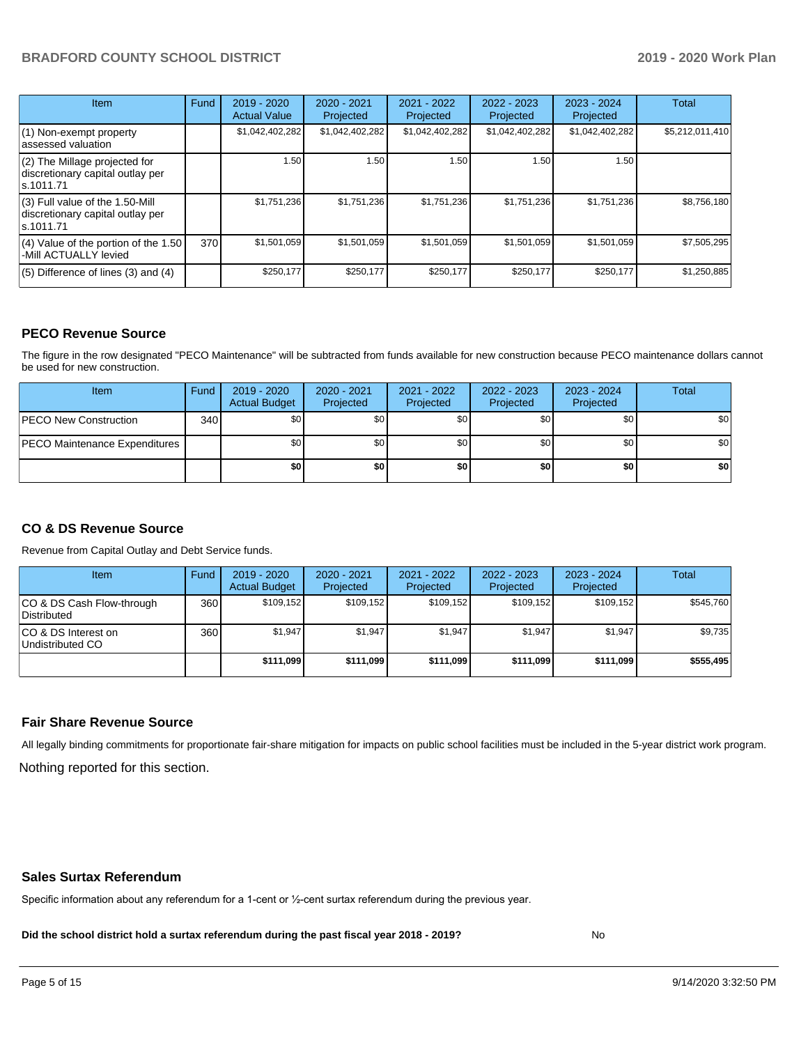| Item | Fund | 2019 - 2020 Actual Value | 2020 - 2021 Projected | 2021 - 2022 Projected | 2022 - 2023 Projected | 2023 - 2024 Projected | Total |
|---|---|---|---|---|---|---|---|
| (1) Non-exempt property assessed valuation | | $1,042,402,282 | $1,042,402,282 | $1,042,402,282 | $1,042,402,282 | $1,042,402,282 | $5,212,011,410 |
| (2) The Millage projected for discretionary capital outlay per s.1011.71 | | 1.50 | 1.50 | 1.50 | 1.50 | 1.50 | |
| (3) Full value of the 1.50-Mill discretionary capital outlay per s.1011.71 | | $1,751,236 | $1,751,236 | $1,751,236 | $1,751,236 | $1,751,236 | $8,756,180 |
| (4) Value of the portion of the 1.50 -Mill ACTUALLY levied | 370 | $1,501,059 | $1,501,059 | $1,501,059 | $1,501,059 | $1,501,059 | $7,505,295 |
| (5) Difference of lines (3) and (4) | | $250,177 | $250,177 | $250,177 | $250,177 | $250,177 | $1,250,885 |

### PECO Revenue Source

The figure in the row designated "PECO Maintenance" will be subtracted from funds available for new construction because PECO maintenance dollars cannot be used for new construction.

| Item | Fund | 2019 - 2020 Actual Budget | 2020 - 2021 Projected | 2021 - 2022 Projected | 2022 - 2023 Projected | 2023 - 2024 Projected | Total |
|---|---|---|---|---|---|---|---|
| PECO New Construction | 340 | $0 | $0 | $0 | $0 | $0 | $0 |
| PECO Maintenance Expenditures | | $0 | $0 | $0 | $0 | $0 | $0 |
| | | **$0** | **$0** | **$0** | **$0** | **$0** | **$0** |

### CO & DS Revenue Source

Revenue from Capital Outlay and Debt Service funds.

| Item | Fund | 2019 - 2020 Actual Budget | 2020 - 2021 Projected | 2021 - 2022 Projected | 2022 - 2023 Projected | 2023 - 2024 Projected | Total |
|---|---|---|---|---|---|---|---|
| CO & DS Cash Flow-through Distributed | 360 | $109,152 | $109,152 | $109,152 | $109,152 | $109,152 | $545,760 |
| CO & DS Interest on Undistributed CO | 360 | $1,947 | $1,947 | $1,947 | $1,947 | $1,947 | $9,735 |
| | | **$111,099** | **$111,099** | **$111,099** | **$111,099** | **$111,099** | **$555,495** |

### Fair Share Revenue Source

All legally binding commitments for proportionate fair-share mitigation for impacts on public school facilities must be included in the 5-year district work program.

Nothing reported for this section.

### Sales Surtax Referendum

Specific information about any referendum for a 1-cent or ½-cent surtax referendum during the previous year.

**Did the school district hold a surtax referendum during the past fiscal year 2018 - 2019?** No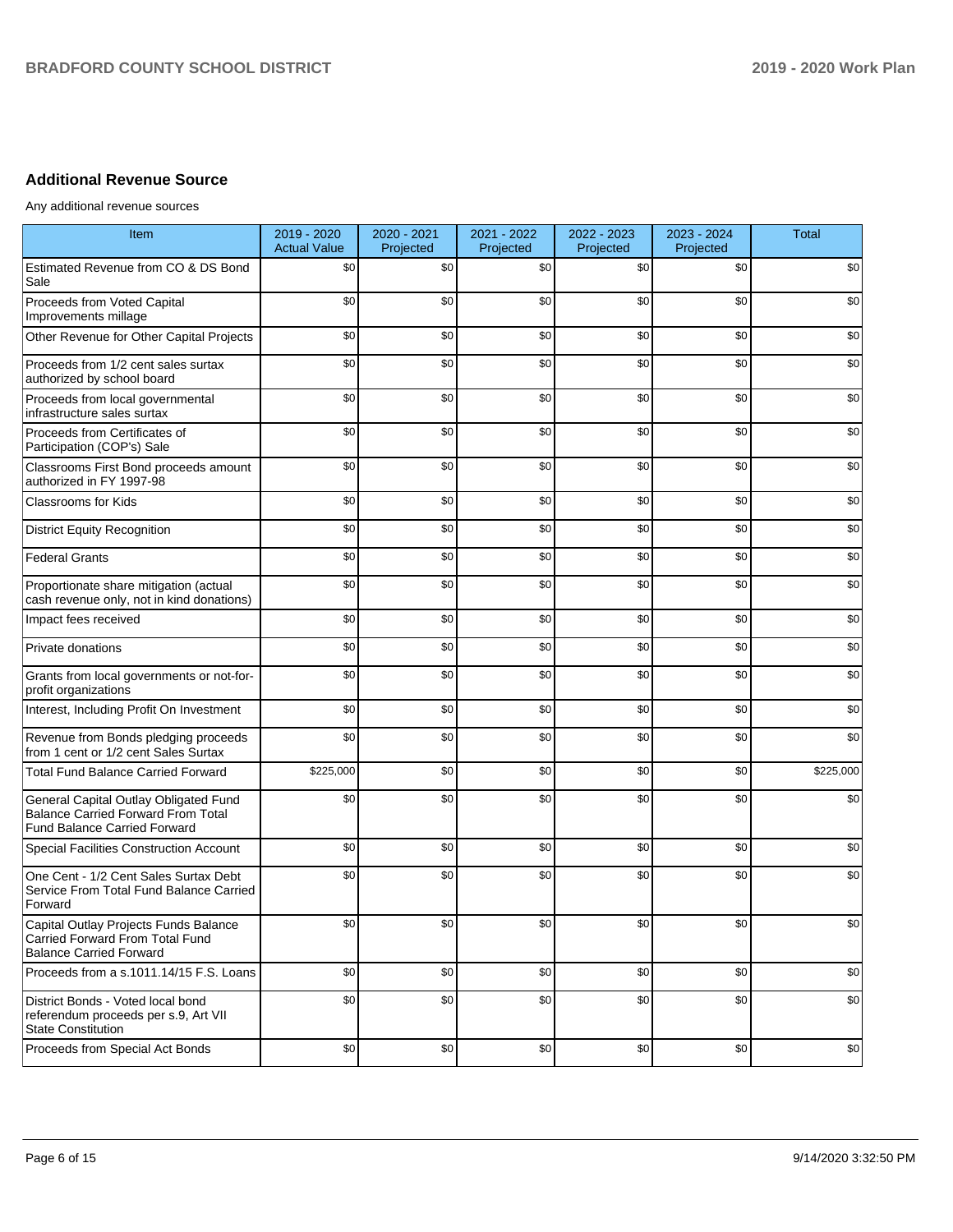## Additional Revenue Source

Any additional revenue sources

| Item | 2019 - 2020 Actual Value | 2020 - 2021 Projected | 2021 - 2022 Projected | 2022 - 2023 Projected | 2023 - 2024 Projected | Total |
|---|---|---|---|---|---|---|
| Estimated Revenue from CO & DS Bond Sale | $0 | $0 | $0 | $0 | $0 | $0 |
| Proceeds from Voted Capital Improvements millage | $0 | $0 | $0 | $0 | $0 | $0 |
| Other Revenue for Other Capital Projects | $0 | $0 | $0 | $0 | $0 | $0 |
| Proceeds from 1/2 cent sales surtax authorized by school board | $0 | $0 | $0 | $0 | $0 | $0 |
| Proceeds from local governmental infrastructure sales surtax | $0 | $0 | $0 | $0 | $0 | $0 |
| Proceeds from Certificates of Participation (COP's) Sale | $0 | $0 | $0 | $0 | $0 | $0 |
| Classrooms First Bond proceeds amount authorized in FY 1997-98 | $0 | $0 | $0 | $0 | $0 | $0 |
| Classrooms for Kids | $0 | $0 | $0 | $0 | $0 | $0 |
| District Equity Recognition | $0 | $0 | $0 | $0 | $0 | $0 |
| Federal Grants | $0 | $0 | $0 | $0 | $0 | $0 |
| Proportionate share mitigation (actual cash revenue only, not in kind donations) | $0 | $0 | $0 | $0 | $0 | $0 |
| Impact fees received | $0 | $0 | $0 | $0 | $0 | $0 |
| Private donations | $0 | $0 | $0 | $0 | $0 | $0 |
| Grants from local governments or not-for-profit organizations | $0 | $0 | $0 | $0 | $0 | $0 |
| Interest, Including Profit On Investment | $0 | $0 | $0 | $0 | $0 | $0 |
| Revenue from Bonds pledging proceeds from 1 cent or 1/2 cent Sales Surtax | $0 | $0 | $0 | $0 | $0 | $0 |
| Total Fund Balance Carried Forward | $225,000 | $0 | $0 | $0 | $0 | $225,000 |
| General Capital Outlay Obligated Fund Balance Carried Forward From Total Fund Balance Carried Forward | $0 | $0 | $0 | $0 | $0 | $0 |
| Special Facilities Construction Account | $0 | $0 | $0 | $0 | $0 | $0 |
| One Cent - 1/2 Cent Sales Surtax Debt Service From Total Fund Balance Carried Forward | $0 | $0 | $0 | $0 | $0 | $0 |
| Capital Outlay Projects Funds Balance Carried Forward From Total Fund Balance Carried Forward | $0 | $0 | $0 | $0 | $0 | $0 |
| Proceeds from a s.1011.14/15 F.S. Loans | $0 | $0 | $0 | $0 | $0 | $0 |
| District Bonds - Voted local bond referendum proceeds per s.9, Art VII State Constitution | $0 | $0 | $0 | $0 | $0 | $0 |
| Proceeds from Special Act Bonds | $0 | $0 | $0 | $0 | $0 | $0 |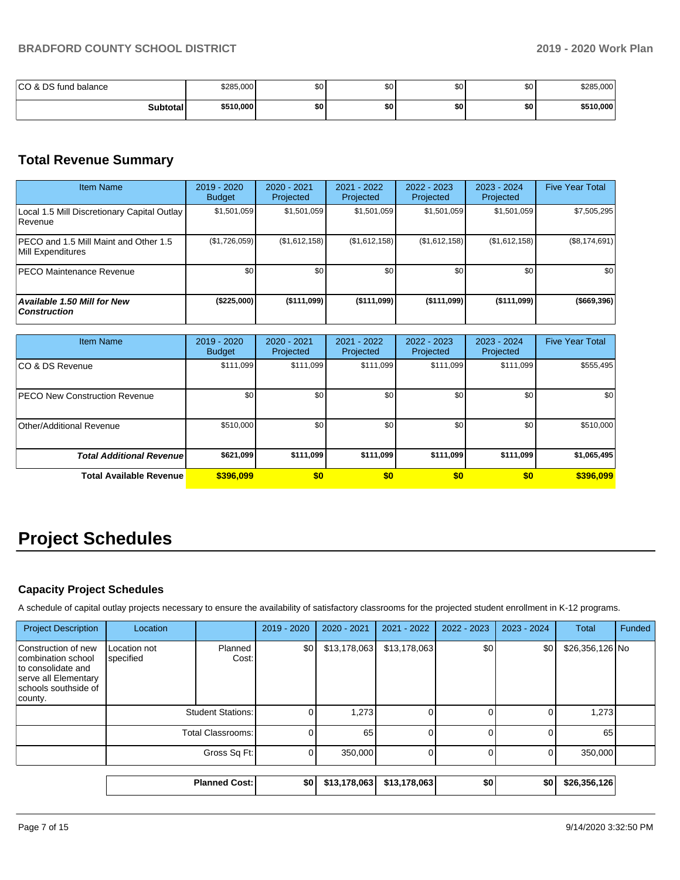| | | | | | | |
|---|---|---|---|---|---|---|
| CO & DS fund balance | $285,000 | $0 | $0 | $0 | $0 | $285,000 |
| **Subtotal** | **$510,000** | **$0** | **$0** | **$0** | **$0** | **$510,000** |

## Total Revenue Summary

| Item Name | 2019 - 2020 Budget | 2020 - 2021 Projected | 2021 - 2022 Projected | 2022 - 2023 Projected | 2023 - 2024 Projected | Five Year Total |
|---|---|---|---|---|---|---|
| Local 1.5 Mill Discretionary Capital Outlay Revenue | $1,501,059 | $1,501,059 | $1,501,059 | $1,501,059 | $1,501,059 | $7,505,295 |
| PECO and 1.5 Mill Maint and Other 1.5 Mill Expenditures | ($1,726,059) | ($1,612,158) | ($1,612,158) | ($1,612,158) | ($1,612,158) | ($8,174,691) |
| PECO Maintenance Revenue | $0 | $0 | $0 | $0 | $0 | $0 |
| ***Available 1.50 Mill for New Construction*** | **($225,000)** | **($111,099)** | **($111,099)** | **($111,099)** | **($111,099)** | **($669,396)** |

| Item Name | 2019 - 2020 Budget | 2020 - 2021 Projected | 2021 - 2022 Projected | 2022 - 2023 Projected | 2023 - 2024 Projected | Five Year Total |
|---|---|---|---|---|---|---|
| CO & DS Revenue | $111,099 | $111,099 | $111,099 | $111,099 | $111,099 | $555,495 |
| PECO New Construction Revenue | $0 | $0 | $0 | $0 | $0 | $0 |
| Other/Additional Revenue | $510,000 | $0 | $0 | $0 | $0 | $510,000 |
| ***Total Additional Revenue*** | **$621,099** | **$111,099** | **$111,099** | **$111,099** | **$111,099** | **$1,065,495** |
| **Total Available Revenue** | **$396,099** | **$0** | **$0** | **$0** | **$0** | **$396,099** |

# Project Schedules

### Capacity Project Schedules

A schedule of capital outlay projects necessary to ensure the availability of satisfactory classrooms for the projected student enrollment in K-12 programs.

| Project Description | Location | | 2019 - 2020 | 2020 - 2021 | 2021 - 2022 | 2022 - 2023 | 2023 - 2024 | Total | Funded |
|---|---|---|---|---|---|---|---|---|---|
| Construction of new combination school to consolidate and serve all Elementary schools southside of county. | Location not specified | Planned Cost: | $0 | $13,178,063 | $13,178,063 | $0 | $0 | $26,356,126 | No |
| | | Student Stations: | 0 | 1,273 | 0 | 0 | 0 | 1,273 | |
| | | Total Classrooms: | 0 | 65 | 0 | 0 | 0 | 65 | |
| | | Gross Sq Ft: | 0 | 350,000 | 0 | 0 | 0 | 350,000 | |

| | | | | | | |
|---|---|---|---|---|---|---|
| **Planned Cost:** | **$0** | **$13,178,063** | **$13,178,063** | **$0** | **$0** | **$26,356,126** |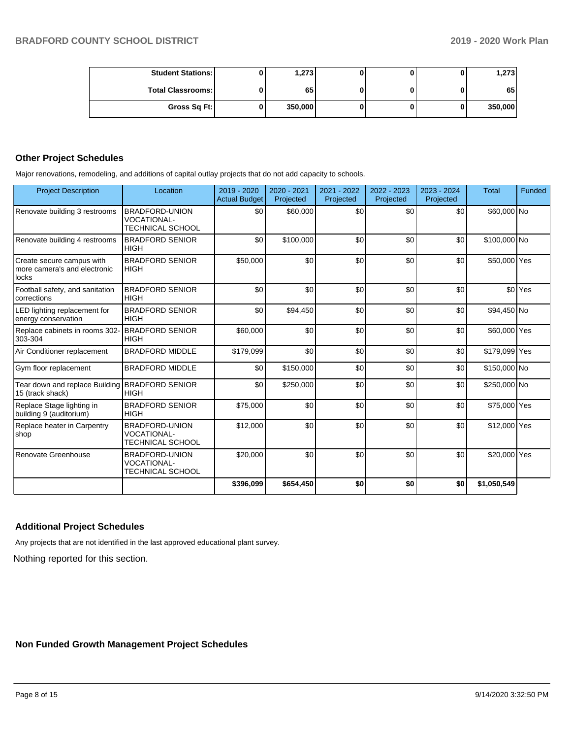| | | | | | | |
|---|---|---|---|---|---|---|
| **Student Stations:** | 0 | 1,273 | 0 | 0 | 0 | 1,273 |
| **Total Classrooms:** | 0 | 65 | 0 | 0 | 0 | 65 |
| **Gross Sq Ft:** | 0 | 350,000 | 0 | 0 | 0 | 350,000 |

## Other Project Schedules

Major renovations, remodeling, and additions of capital outlay projects that do not add capacity to schools.

| Project Description | Location | 2019 - 2020 Actual Budget | 2020 - 2021 Projected | 2021 - 2022 Projected | 2022 - 2023 Projected | 2023 - 2024 Projected | Total | Funded |
|---|---|---|---|---|---|---|---|---|
| Renovate building 3 restrooms | BRADFORD-UNION VOCATIONAL-TECHNICAL SCHOOL | $0 | $60,000 | $0 | $0 | $0 | $60,000 | No |
| Renovate building 4 restrooms | BRADFORD SENIOR HIGH | $0 | $100,000 | $0 | $0 | $0 | $100,000 | No |
| Create secure campus with more camera's and electronic locks | BRADFORD SENIOR HIGH | $50,000 | $0 | $0 | $0 | $0 | $50,000 | Yes |
| Football safety, and sanitation corrections | BRADFORD SENIOR HIGH | $0 | $0 | $0 | $0 | $0 | $0 | Yes |
| LED lighting replacement for energy conservation | BRADFORD SENIOR HIGH | $0 | $94,450 | $0 | $0 | $0 | $94,450 | No |
| Replace cabinets in rooms 302-303-304 | BRADFORD SENIOR HIGH | $60,000 | $0 | $0 | $0 | $0 | $60,000 | Yes |
| Air Conditioner replacement | BRADFORD MIDDLE | $179,099 | $0 | $0 | $0 | $0 | $179,099 | Yes |
| Gym floor replacement | BRADFORD MIDDLE | $0 | $150,000 | $0 | $0 | $0 | $150,000 | No |
| Tear down and replace Building 15 (track shack) | BRADFORD SENIOR HIGH | $0 | $250,000 | $0 | $0 | $0 | $250,000 | No |
| Replace Stage lighting in building 9 (auditorium) | BRADFORD SENIOR HIGH | $75,000 | $0 | $0 | $0 | $0 | $75,000 | Yes |
| Replace heater in Carpentry shop | BRADFORD-UNION VOCATIONAL-TECHNICAL SCHOOL | $12,000 | $0 | $0 | $0 | $0 | $12,000 | Yes |
| Renovate Greenhouse | BRADFORD-UNION VOCATIONAL-TECHNICAL SCHOOL | $20,000 | $0 | $0 | $0 | $0 | $20,000 | Yes |
| | | **$396,099** | **$654,450** | **$0** | **$0** | **$0** | **$1,050,549** | |

## Additional Project Schedules

Any projects that are not identified in the last approved educational plant survey.

Nothing reported for this section.

## Non Funded Growth Management Project Schedules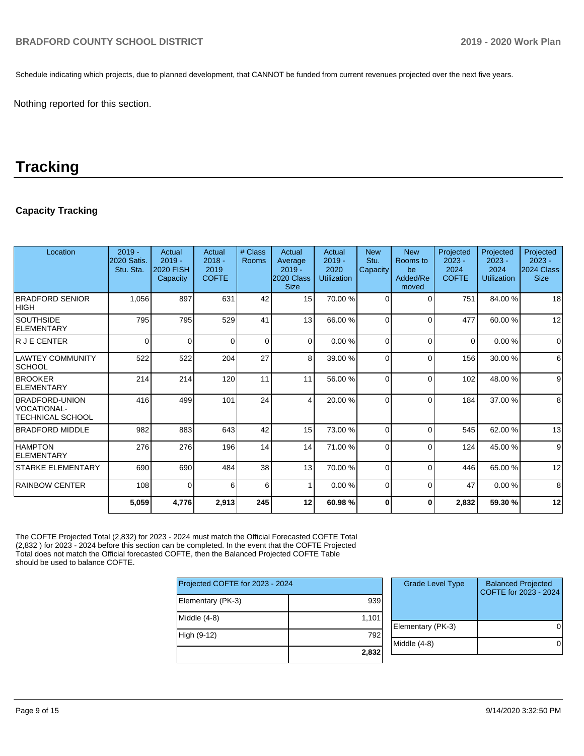Schedule indicating which projects, due to planned development, that CANNOT be funded from current revenues projected over the next five years.

Nothing reported for this section.

# Tracking

### Capacity Tracking

| Location | 2019 - 2020 Satis. Stu. Sta. | Actual 2019 - 2020 FISH Capacity | Actual 2018 - 2019 COFTE | # Class Rooms | Actual Average 2019 - 2020 Class Size | Actual 2019 - 2020 Utilization | New Stu. Capacity | New Rooms to be Added/Removed | Projected 2023 - 2024 COFTE | Projected 2023 - 2024 Utilization | Projected 2023 - 2024 Class Size |
|---|---|---|---|---|---|---|---|---|---|---|---|
| BRADFORD SENIOR HIGH | 1,056 | 897 | 631 | 42 | 15 | 70.00 % | 0 | 0 | 751 | 84.00 % | 18 |
| SOUTHSIDE ELEMENTARY | 795 | 795 | 529 | 41 | 13 | 66.00 % | 0 | 0 | 477 | 60.00 % | 12 |
| R J E CENTER | 0 | 0 | 0 | 0 | 0 | 0.00 % | 0 | 0 | 0 | 0.00 % | 0 |
| LAWTEY COMMUNITY SCHOOL | 522 | 522 | 204 | 27 | 8 | 39.00 % | 0 | 0 | 156 | 30.00 % | 6 |
| BROOKER ELEMENTARY | 214 | 214 | 120 | 11 | 11 | 56.00 % | 0 | 0 | 102 | 48.00 % | 9 |
| BRADFORD-UNION VOCATIONAL-TECHNICAL SCHOOL | 416 | 499 | 101 | 24 | 4 | 20.00 % | 0 | 0 | 184 | 37.00 % | 8 |
| BRADFORD MIDDLE | 982 | 883 | 643 | 42 | 15 | 73.00 % | 0 | 0 | 545 | 62.00 % | 13 |
| HAMPTON ELEMENTARY | 276 | 276 | 196 | 14 | 14 | 71.00 % | 0 | 0 | 124 | 45.00 % | 9 |
| STARKE ELEMENTARY | 690 | 690 | 484 | 38 | 13 | 70.00 % | 0 | 0 | 446 | 65.00 % | 12 |
| RAINBOW CENTER | 108 | 0 | 6 | 6 | 1 | 0.00 % | 0 | 0 | 47 | 0.00 % | 8 |
| | **5,059** | **4,776** | **2,913** | **245** | **12** | **60.98 %** | **0** | **0** | **2,832** | **59.30 %** | **12** |

The COFTE Projected Total (2,832) for 2023 - 2024 must match the Official Forecasted COFTE Total (2,832 ) for 2023 - 2024 before this section can be completed. In the event that the COFTE Projected Total does not match the Official forecasted COFTE, then the Balanced Projected COFTE Table should be used to balance COFTE.

| Projected COFTE for 2023 - 2024 | |
|---|---|
| Elementary (PK-3) | 939 |
| Middle (4-8) | 1,101 |
| High (9-12) | 792 |
| | **2,832** |

| Grade Level Type | Balanced Projected COFTE for 2023 - 2024 |
|---|---|
| Elementary (PK-3) | 0 |
| Middle (4-8) | 0 |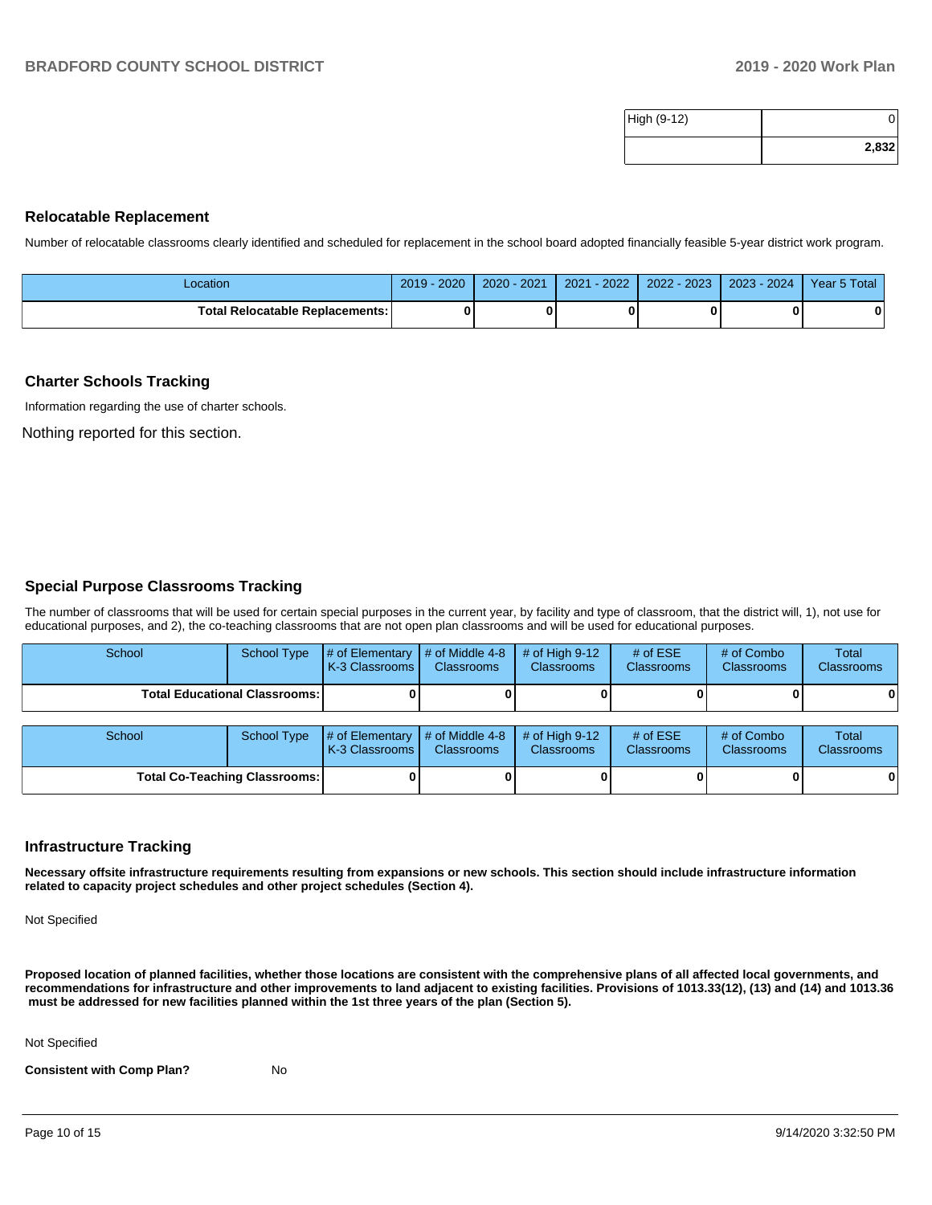| | |
|---|---|
| High (9-12) | 0 |
| | **2,832** |

## Relocatable Replacement

Number of relocatable classrooms clearly identified and scheduled for replacement in the school board adopted financially feasible 5-year district work program.

| Location | 2019 - 2020 | 2020 - 2021 | 2021 - 2022 | 2022 - 2023 | 2023 - 2024 | Year 5 Total |
|---|---|---|---|---|---|---|
| **Total Relocatable Replacements:** | **0** | **0** | **0** | **0** | **0** | **0** |

## Charter Schools Tracking

Information regarding the use of charter schools.

Nothing reported for this section.

## Special Purpose Classrooms Tracking

The number of classrooms that will be used for certain special purposes in the current year, by facility and type of classroom, that the district will, 1), not use for educational purposes, and 2), the co-teaching classrooms that are not open plan classrooms and will be used for educational purposes.

| School | School Type | # of Elementary K-3 Classrooms | # of Middle 4-8 Classrooms | # of High 9-12 Classrooms | # of ESE Classrooms | # of Combo Classrooms | Total Classrooms |
|---|---|---|---|---|---|---|---|
| **Total Educational Classrooms:** | | **0** | **0** | **0** | **0** | **0** | **0** |

| School | School Type | # of Elementary K-3 Classrooms | # of Middle 4-8 Classrooms | # of High 9-12 Classrooms | # of ESE Classrooms | # of Combo Classrooms | Total Classrooms |
|---|---|---|---|---|---|---|---|
| **Total Co-Teaching Classrooms:** | | **0** | **0** | **0** | **0** | **0** | **0** |

## Infrastructure Tracking

**Necessary offsite infrastructure requirements resulting from expansions or new schools. This section should include infrastructure information related to capacity project schedules and other project schedules (Section 4).**

Not Specified

**Proposed location of planned facilities, whether those locations are consistent with the comprehensive plans of all affected local governments, and recommendations for infrastructure and other improvements to land adjacent to existing facilities. Provisions of 1013.33(12), (13) and (14) and 1013.36 must be addressed for new facilities planned within the 1st three years of the plan (Section 5).**

Not Specified

**Consistent with Comp Plan?** No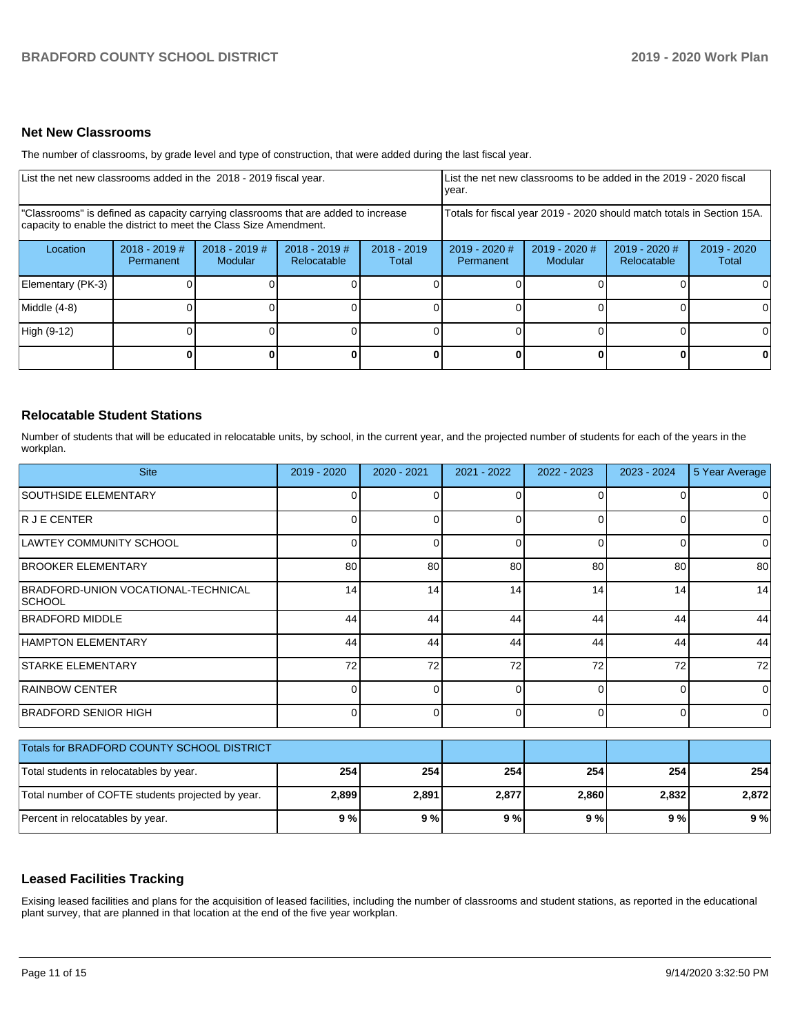## Net New Classrooms

The number of classrooms, by grade level and type of construction, that were added during the last fiscal year.

| List the net new classrooms added in the 2018 - 2019 fiscal year. | | | | | List the net new classrooms to be added in the 2019 - 2020 fiscal year. | | | |
|---|---|---|---|---|---|---|---|---|
| "Classrooms" is defined as capacity carrying classrooms that are added to increase capacity to enable the district to meet the Class Size Amendment. | | | | | Totals for fiscal year 2019 - 2020 should match totals in Section 15A. | | | |
| Location | 2018 - 2019 # Permanent | 2018 - 2019 # Modular | 2018 - 2019 # Relocatable | 2018 - 2019 Total | 2019 - 2020 # Permanent | 2019 - 2020 # Modular | 2019 - 2020 # Relocatable | 2019 - 2020 Total |
| Elementary (PK-3) | 0 | 0 | 0 | 0 | 0 | 0 | 0 | 0 |
| Middle (4-8) | 0 | 0 | 0 | 0 | 0 | 0 | 0 | 0 |
| High (9-12) | 0 | 0 | 0 | 0 | 0 | 0 | 0 | 0 |
| | **0** | **0** | **0** | **0** | **0** | **0** | **0** | **0** |

## Relocatable Student Stations

Number of students that will be educated in relocatable units, by school, in the current year, and the projected number of students for each of the years in the workplan.

| Site | 2019 - 2020 | 2020 - 2021 | 2021 - 2022 | 2022 - 2023 | 2023 - 2024 | 5 Year Average |
|---|---|---|---|---|---|---|
| SOUTHSIDE ELEMENTARY | 0 | 0 | 0 | 0 | 0 | 0 |
| R J E CENTER | 0 | 0 | 0 | 0 | 0 | 0 |
| LAWTEY COMMUNITY SCHOOL | 0 | 0 | 0 | 0 | 0 | 0 |
| BROOKER ELEMENTARY | 80 | 80 | 80 | 80 | 80 | 80 |
| BRADFORD-UNION VOCATIONAL-TECHNICAL SCHOOL | 14 | 14 | 14 | 14 | 14 | 14 |
| BRADFORD MIDDLE | 44 | 44 | 44 | 44 | 44 | 44 |
| HAMPTON ELEMENTARY | 44 | 44 | 44 | 44 | 44 | 44 |
| STARKE ELEMENTARY | 72 | 72 | 72 | 72 | 72 | 72 |
| RAINBOW CENTER | 0 | 0 | 0 | 0 | 0 | 0 |
| BRADFORD SENIOR HIGH | 0 | 0 | 0 | 0 | 0 | 0 |
| **Totals for BRADFORD COUNTY SCHOOL DISTRICT** | | | | | | |
| Total students in relocatables by year. | **254** | **254** | **254** | **254** | **254** | **254** |
| Total number of COFTE students projected by year. | **2,899** | **2,891** | **2,877** | **2,860** | **2,832** | **2,872** |
| Percent in relocatables by year. | **9 %** | **9 %** | **9 %** | **9 %** | **9 %** | **9 %** |

## Leased Facilities Tracking

Exising leased facilities and plans for the acquisition of leased facilities, including the number of classrooms and student stations, as reported in the educational plant survey, that are planned in that location at the end of the five year workplan.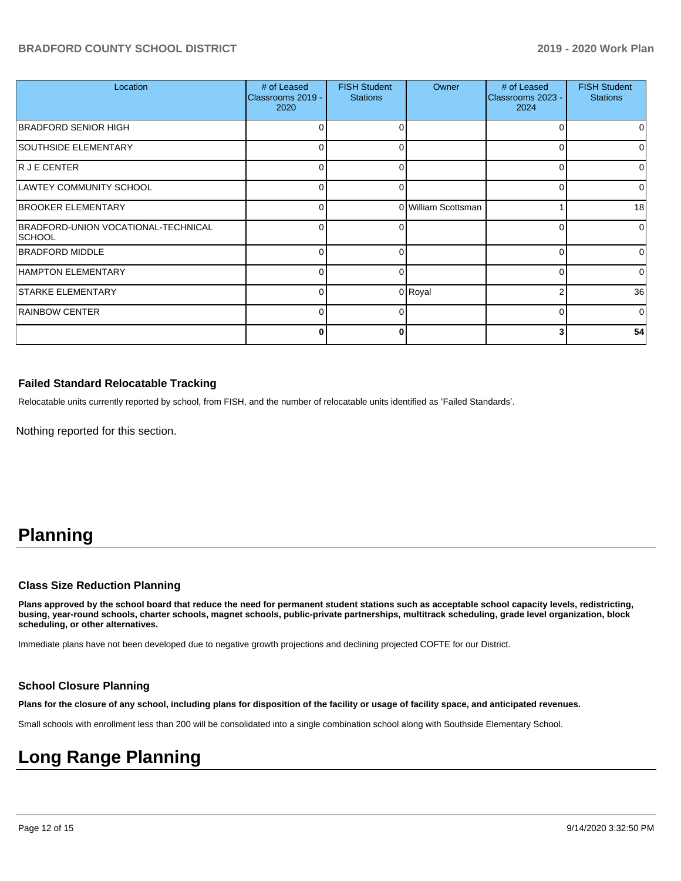| Location | # of Leased Classrooms 2019 - 2020 | FISH Student Stations | Owner | # of Leased Classrooms 2023 - 2024 | FISH Student Stations |
|---|---|---|---|---|---|
| BRADFORD SENIOR HIGH | 0 | 0 | | 0 | 0 |
| SOUTHSIDE ELEMENTARY | 0 | 0 | | 0 | 0 |
| R J E CENTER | 0 | 0 | | 0 | 0 |
| LAWTEY COMMUNITY SCHOOL | 0 | 0 | | 0 | 0 |
| BROOKER ELEMENTARY | 0 | 0 | William Scottsman | 1 | 18 |
| BRADFORD-UNION VOCATIONAL-TECHNICAL SCHOOL | 0 | 0 | | 0 | 0 |
| BRADFORD MIDDLE | 0 | 0 | | 0 | 0 |
| HAMPTON ELEMENTARY | 0 | 0 | | 0 | 0 |
| STARKE ELEMENTARY | 0 | 0 | Royal | 2 | 36 |
| RAINBOW CENTER | 0 | 0 | | 0 | 0 |
| | **0** | **0** | | **3** | **54** |

### Failed Standard Relocatable Tracking

Relocatable units currently reported by school, from FISH, and the number of relocatable units identified as 'Failed Standards'.

Nothing reported for this section.

# Planning

### Class Size Reduction Planning

**Plans approved by the school board that reduce the need for permanent student stations such as acceptable school capacity levels, redistricting, busing, year-round schools, charter schools, magnet schools, public-private partnerships, multitrack scheduling, grade level organization, block scheduling, or other alternatives.**

Immediate plans have not been developed due to negative growth projections and declining projected COFTE for our District.

### School Closure Planning

**Plans for the closure of any school, including plans for disposition of the facility or usage of facility space, and anticipated revenues.**

Small schools with enrollment less than 200 will be consolidated into a single combination school along with Southside Elementary School.

# Long Range Planning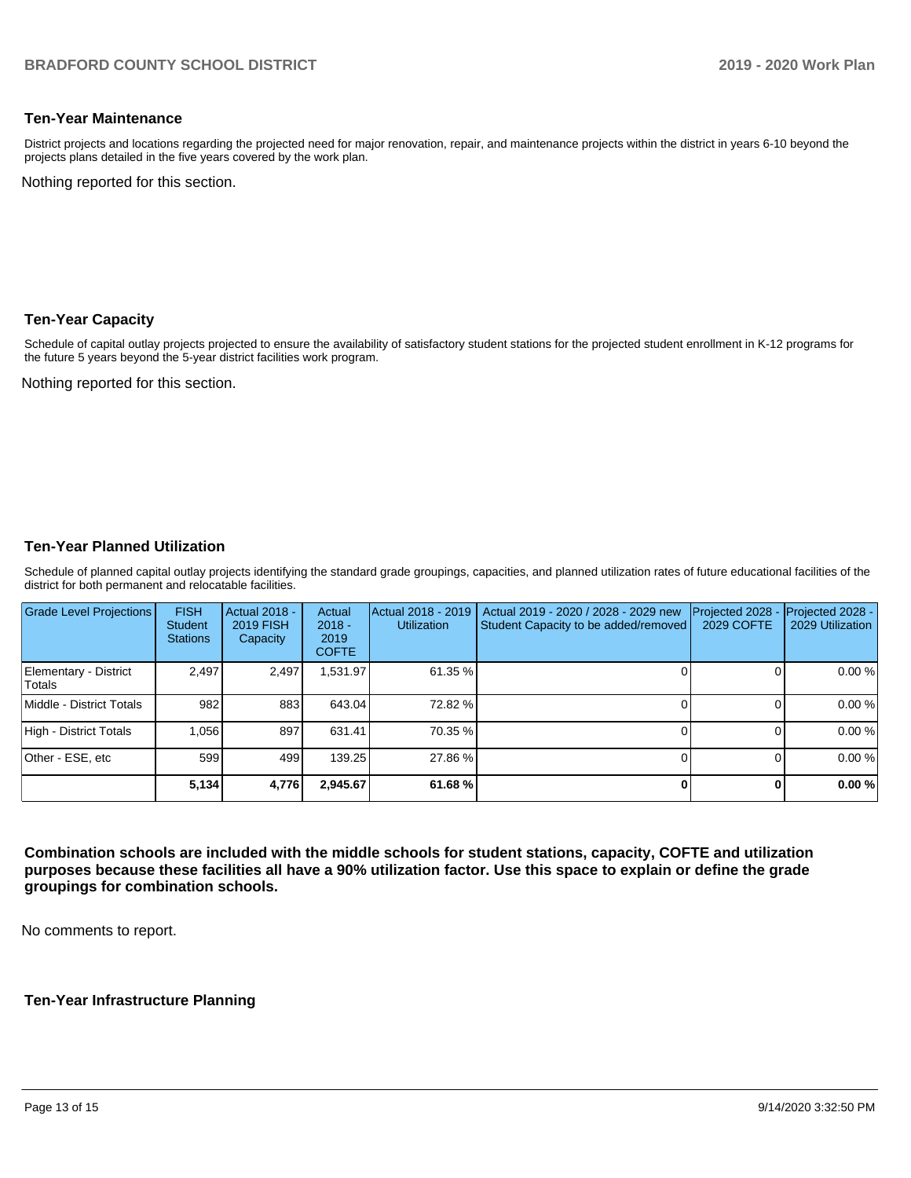### Ten-Year Maintenance

District projects and locations regarding the projected need for major renovation, repair, and maintenance projects within the district in years 6-10 beyond the projects plans detailed in the five years covered by the work plan.

Nothing reported for this section.

### Ten-Year Capacity

Schedule of capital outlay projects projected to ensure the availability of satisfactory student stations for the projected student enrollment in K-12 programs for the future 5 years beyond the 5-year district facilities work program.

Nothing reported for this section.

### Ten-Year Planned Utilization

Schedule of planned capital outlay projects identifying the standard grade groupings, capacities, and planned utilization rates of future educational facilities of the district for both permanent and relocatable facilities.

| Grade Level Projections | FISH Student Stations | Actual 2018 - 2019 FISH Capacity | Actual 2018 - 2019 COFTE | Actual 2018 - 2019 Utilization | Actual 2019 - 2020 / 2028 - 2029 new Student Capacity to be added/removed | Projected 2028 - 2029 COFTE | Projected 2028 - 2029 Utilization |
|---|---|---|---|---|---|---|---|
| Elementary - District Totals | 2,497 | 2,497 | 1,531.97 | 61.35 % | 0 | 0 | 0.00 % |
| Middle - District Totals | 982 | 883 | 643.04 | 72.82 % | 0 | 0 | 0.00 % |
| High - District Totals | 1,056 | 897 | 631.41 | 70.35 % | 0 | 0 | 0.00 % |
| Other - ESE, etc | 599 | 499 | 139.25 | 27.86 % | 0 | 0 | 0.00 % |
| | **5,134** | **4,776** | **2,945.67** | **61.68 %** | **0** | **0** | **0.00 %** |

**Combination schools are included with the middle schools for student stations, capacity, COFTE and utilization purposes because these facilities all have a 90% utilization factor. Use this space to explain or define the grade groupings for combination schools.**

No comments to report.

### Ten-Year Infrastructure Planning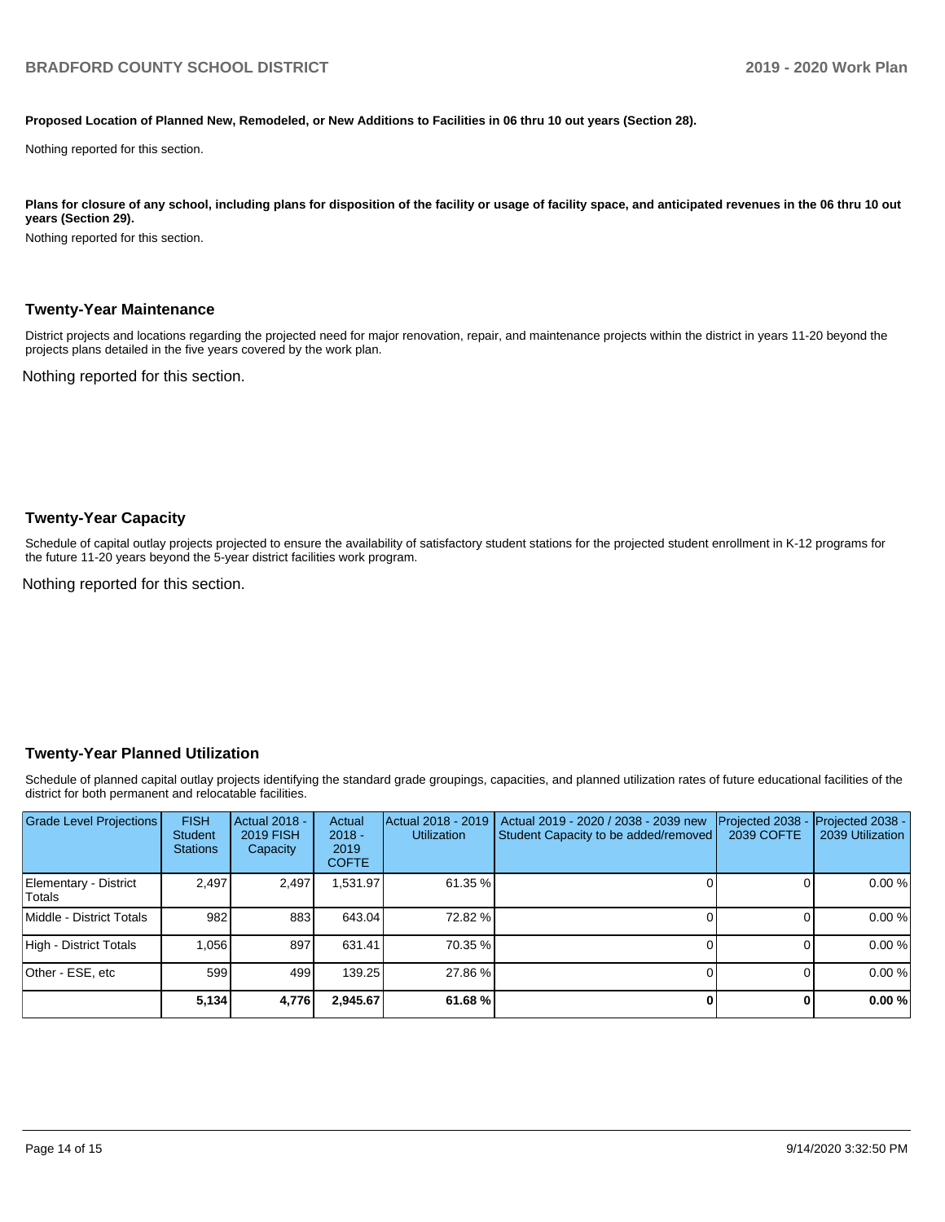**Proposed Location of Planned New, Remodeled, or New Additions to Facilities in 06 thru 10 out years (Section 28).**

Nothing reported for this section.

**Plans for closure of any school, including plans for disposition of the facility or usage of facility space, and anticipated revenues in the 06 thru 10 out years (Section 29).**

Nothing reported for this section.

## Twenty-Year Maintenance

District projects and locations regarding the projected need for major renovation, repair, and maintenance projects within the district in years 11-20 beyond the projects plans detailed in the five years covered by the work plan.

Nothing reported for this section.

## Twenty-Year Capacity

Schedule of capital outlay projects projected to ensure the availability of satisfactory student stations for the projected student enrollment in K-12 programs for the future 11-20 years beyond the 5-year district facilities work program.

Nothing reported for this section.

## Twenty-Year Planned Utilization

Schedule of planned capital outlay projects identifying the standard grade groupings, capacities, and planned utilization rates of future educational facilities of the district for both permanent and relocatable facilities.

| Grade Level Projections | FISH Student Stations | Actual 2018 - 2019 FISH Capacity | Actual 2018 - 2019 COFTE | Actual 2018 - 2019 Utilization | Actual 2019 - 2020 / 2038 - 2039 new Student Capacity to be added/removed | Projected 2038 - 2039 COFTE | Projected 2038 - 2039 Utilization |
|---|---|---|---|---|---|---|---|
| Elementary - District Totals | 2,497 | 2,497 | 1,531.97 | 61.35 % | 0 | 0 | 0.00 % |
| Middle - District Totals | 982 | 883 | 643.04 | 72.82 % | 0 | 0 | 0.00 % |
| High - District Totals | 1,056 | 897 | 631.41 | 70.35 % | 0 | 0 | 0.00 % |
| Other - ESE, etc | 599 | 499 | 139.25 | 27.86 % | 0 | 0 | 0.00 % |
| | **5,134** | **4,776** | **2,945.67** | **61.68 %** | **0** | **0** | **0.00 %** |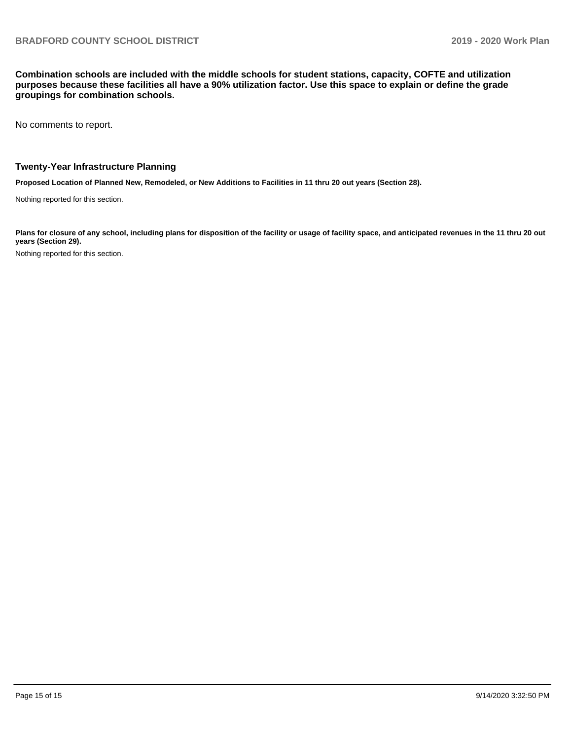**Combination schools are included with the middle schools for student stations, capacity, COFTE and utilization purposes because these facilities all have a 90% utilization factor. Use this space to explain or define the grade groupings for combination schools.**

No comments to report.

## Twenty-Year Infrastructure Planning

**Proposed Location of Planned New, Remodeled, or New Additions to Facilities in 11 thru 20 out years (Section 28).**

Nothing reported for this section.

**Plans for closure of any school, including plans for disposition of the facility or usage of facility space, and anticipated revenues in the 11 thru 20 out years (Section 29).**

Nothing reported for this section.